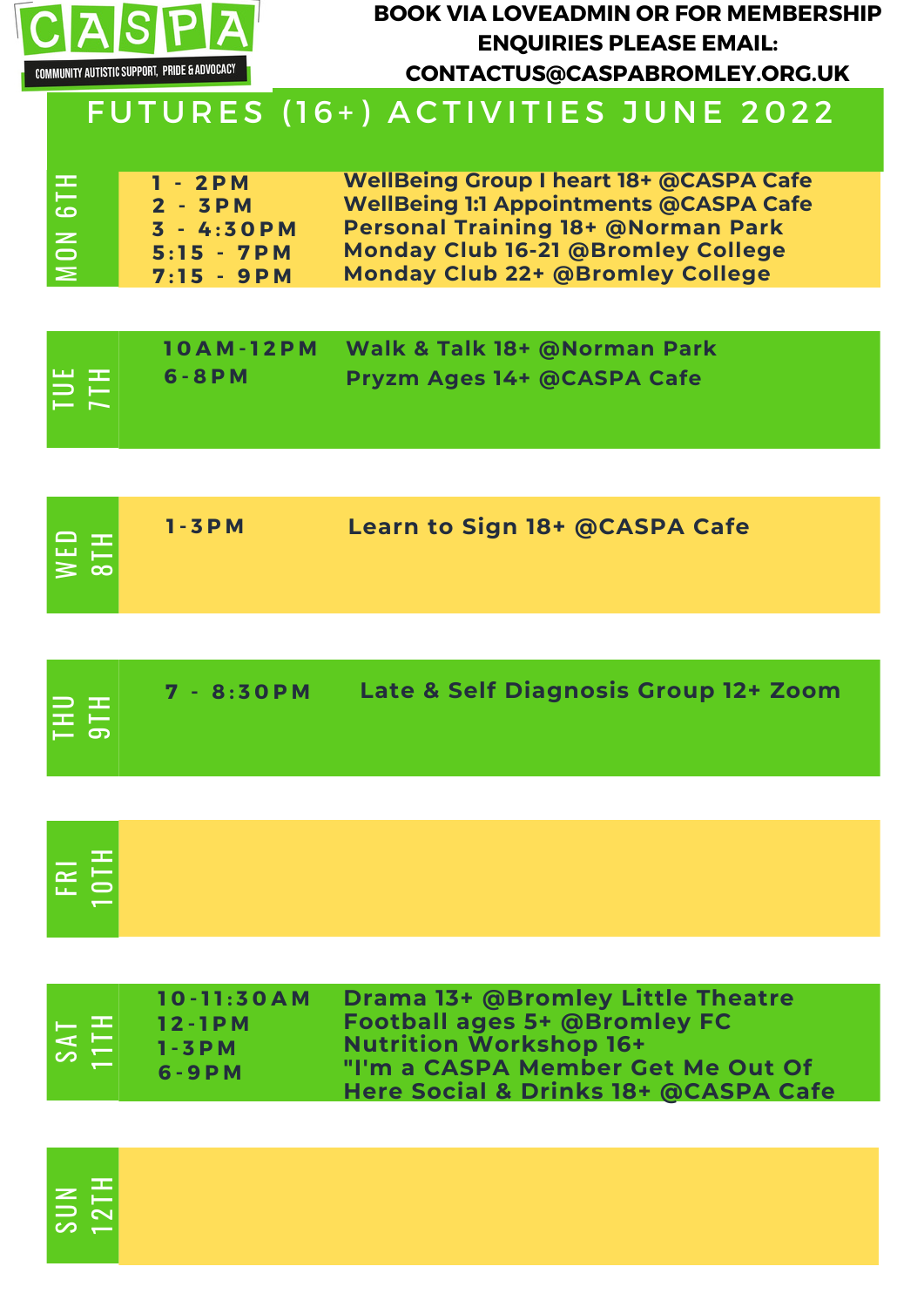**CASPA**
COMMUNITY AUTISTIC SUPPORT, PRIDE & ADVOCACY

**BOOK VIA LOVEADMIN OR FOR MEMBERSHIP ENQUIRIES PLEASE EMAIL: CONTACTUS@CASPABROMLEY.ORG.UK**

# FUTURES (16+) ACTIVITIES JUNE 2022

## MON 6TH

- **1 - 2PM** WellBeing Group I heart 18+ @CASPA Cafe
- **2 - 3PM** WellBeing 1:1 Appointments @CASPA Cafe
- **3 - 4:30PM** Personal Training 18+ @Norman Park
- **5:15 - 7PM** Monday Club 16-21 @Bromley College
- **7:15 - 9PM** Monday Club 22+ @Bromley College

## TUE 7TH

- **10AM-12PM** Walk & Talk 18+ @Norman Park
- **6-8PM** Pryzm Ages 14+ @CASPA Cafe

## WED 8TH

- **1-3PM** Learn to Sign 18+ @CASPA Cafe

## THU 9TH

- **7 - 8:30PM** Late & Self Diagnosis Group 12+ Zoom

## FRI 10TH

## SAT 11TH

- **10-11:30AM** Drama 13+ @Bromley Little Theatre
- **12-1PM** Football ages 5+ @Bromley FC
- **1-3PM** Nutrition Workshop 16+
- **6-9PM** "I'm a CASPA Member Get Me Out Of Here Social & Drinks 18+ @CASPA Cafe

## SUN 12TH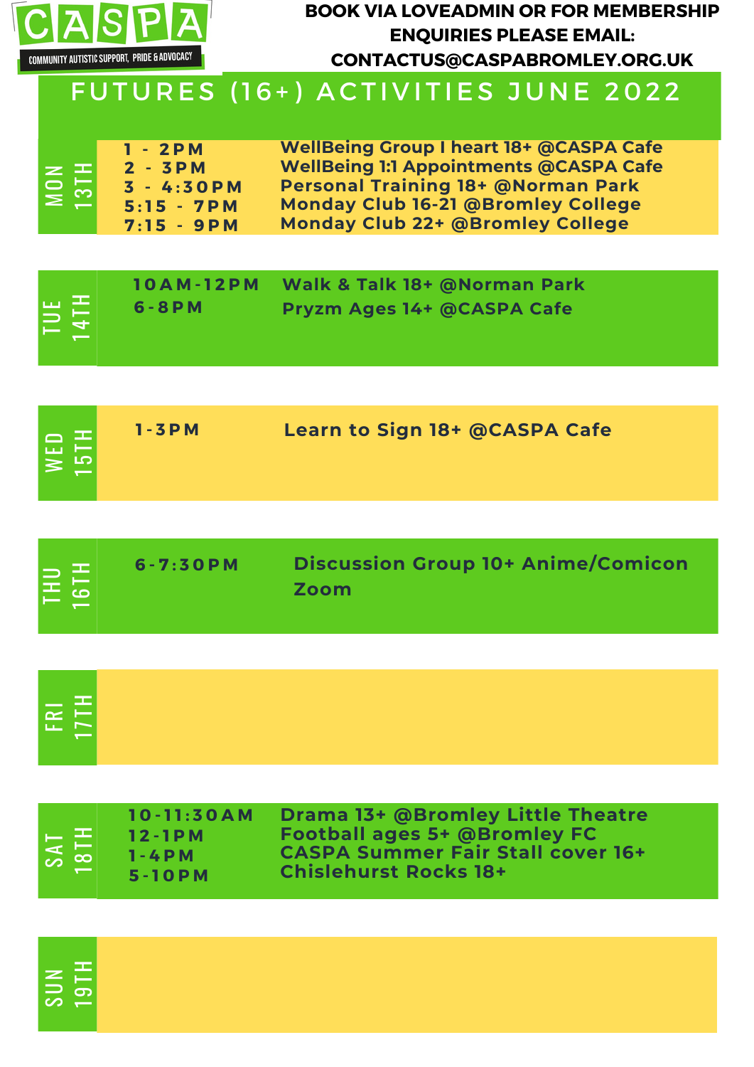CASPA

COMMUNITY AUTISTIC SUPPORT, PRIDE & ADVOCACY

**BOOK VIA LOVEADMIN OR FOR MEMBERSHIP ENQUIRIES PLEASE EMAIL: CONTACTUS@CASPABROMLEY.ORG.UK**

# FUTURES (16+) ACTIVITIES JUNE 2022

## MON 13TH

| Time | Activity |
|---|---|
| 1 - 2PM | WellBeing Group I heart 18+ @CASPA Cafe |
| 2 - 3PM | WellBeing 1:1 Appointments @CASPA Cafe |
| 3 - 4:30PM | Personal Training 18+ @Norman Park |
| 5:15 - 7PM | Monday Club 16-21 @Bromley College |
| 7:15 - 9PM | Monday Club 22+ @Bromley College |

## TUE 14TH

| Time | Activity |
|---|---|
| 10AM-12PM | Walk & Talk 18+ @Norman Park |
| 6-8PM | Pryzm Ages 14+ @CASPA Cafe |

## WED 15TH

| Time | Activity |
|---|---|
| 1-3PM | Learn to Sign 18+ @CASPA Cafe |

## THU 16TH

| Time | Activity |
|---|---|
| 6-7:30PM | Discussion Group 10+ Anime/Comicon Zoom |

## FRI 17TH

## SAT 18TH

| Time | Activity |
|---|---|
| 10-11:30AM | Drama 13+ @Bromley Little Theatre |
| 12-1PM | Football ages 5+ @Bromley FC |
| 1-4PM | CASPA Summer Fair Stall cover 16+ |
| 5-10PM | Chislehurst Rocks 18+ |

## SUN 19TH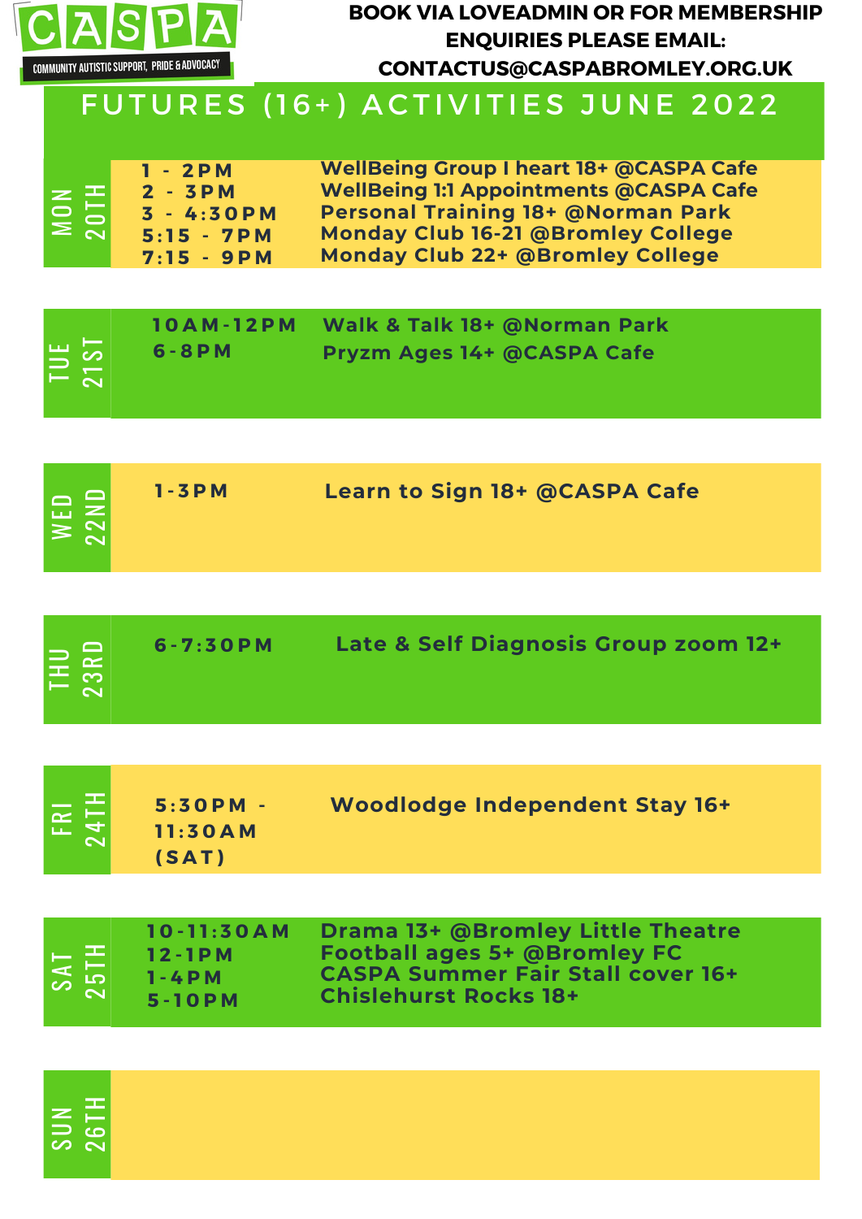CASPA

COMMUNITY AUTISTIC SUPPORT, PRIDE & ADVOCACY

**BOOK VIA LOVEADMIN OR FOR MEMBERSHIP ENQUIRIES PLEASE EMAIL: CONTACTUS@CASPABROMLEY.ORG.UK**

# FUTURES (16+) ACTIVITIES JUNE 2022

| Day | Time | Activity |
| --- | --- | --- |
| MON 20TH | 1 - 2PM | WellBeing Group I heart 18+ @CASPA Cafe |
| | 2 - 3PM | WellBeing 1:1 Appointments @CASPA Cafe |
| | 3 - 4:30PM | Personal Training 18+ @Norman Park |
| | 5:15 - 7PM | Monday Club 16-21 @Bromley College |
| | 7:15 - 9PM | Monday Club 22+ @Bromley College |
| TUE 21ST | 10AM-12PM | Walk & Talk 18+ @Norman Park |
| | 6-8PM | Pryzm Ages 14+ @CASPA Cafe |
| WED 22ND | 1-3PM | Learn to Sign 18+ @CASPA Cafe |
| THU 23RD | 6-7:30PM | Late & Self Diagnosis Group zoom 12+ |
| FRI 24TH | 5:30PM - 11:30AM (SAT) | Woodlodge Independent Stay 16+ |
| SAT 25TH | 10-11:30AM | Drama 13+ @Bromley Little Theatre |
| | 12-1PM | Football ages 5+ @Bromley FC |
| | 1-4PM | CASPA Summer Fair Stall cover 16+ |
| | 5-10PM | Chislehurst Rocks 18+ |
| SUN 26TH | | |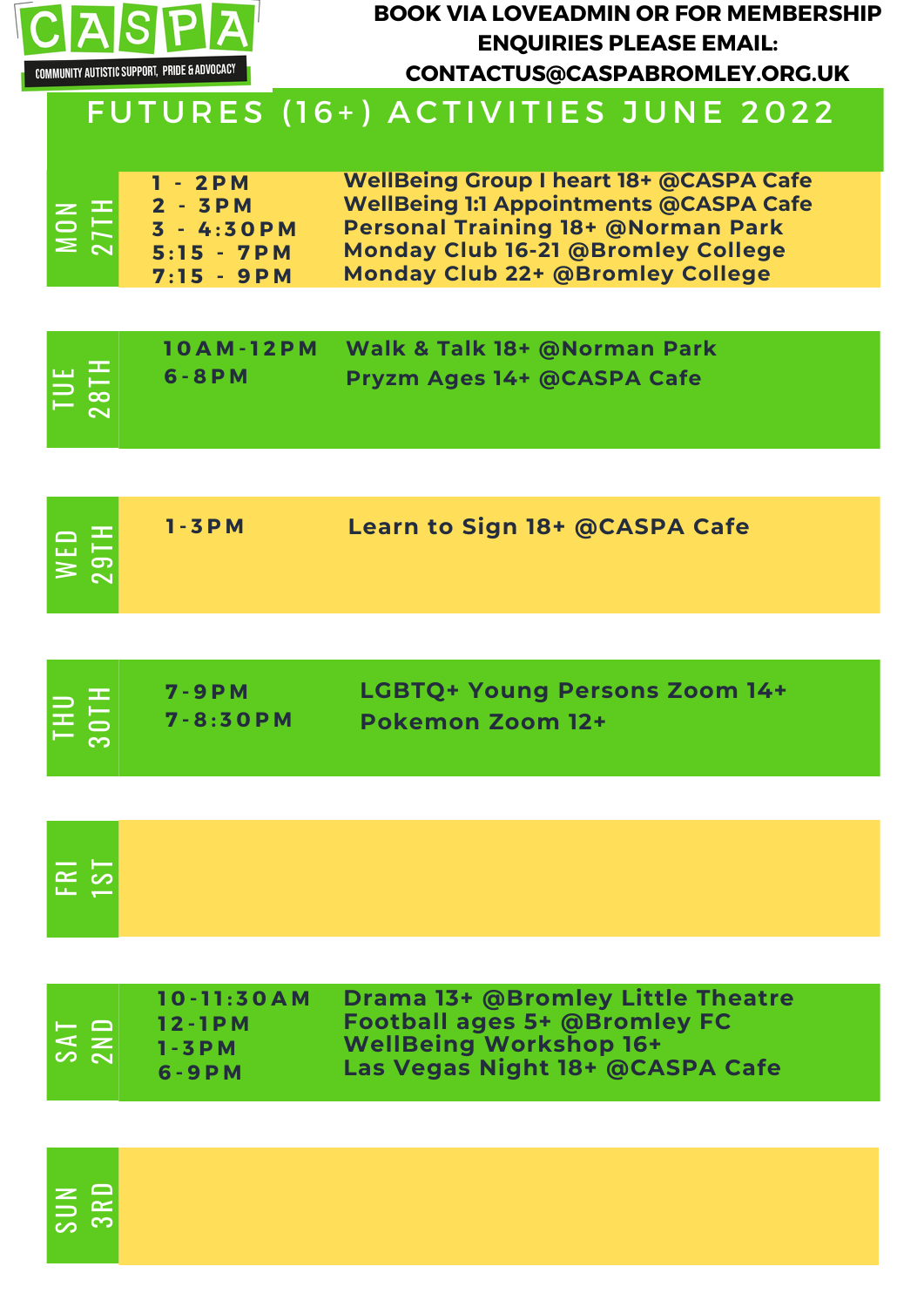CASPA

COMMUNITY AUTISTIC SUPPORT, PRIDE & ADVOCACY

**BOOK VIA LOVEADMIN OR FOR MEMBERSHIP ENQUIRIES PLEASE EMAIL: CONTACTUS@CASPABROMLEY.ORG.UK**

# FUTURES (16+) ACTIVITIES JUNE 2022

| Day | Time | Activity |
|---|---|---|
| MON 27TH | 1 - 2PM | WellBeing Group I heart 18+ @CASPA Cafe |
| | 2 - 3PM | WellBeing 1:1 Appointments @CASPA Cafe |
| | 3 - 4:30PM | Personal Training 18+ @Norman Park |
| | 5:15 - 7PM | Monday Club 16-21 @Bromley College |
| | 7:15 - 9PM | Monday Club 22+ @Bromley College |
| TUE 28TH | 10AM-12PM | Walk & Talk 18+ @Norman Park |
| | 6-8PM | Pryzm Ages 14+ @CASPA Cafe |
| WED 29TH | 1-3PM | Learn to Sign 18+ @CASPA Cafe |
| THU 30TH | 7-9PM | LGBTQ+ Young Persons Zoom 14+ |
| | 7-8:30PM | Pokemon Zoom 12+ |
| FRI 1ST | | |
| SAT 2ND | 10-11:30AM | Drama 13+ @Bromley Little Theatre |
| | 12-1PM | Football ages 5+ @Bromley FC |
| | 1-3PM | WellBeing Workshop 16+ |
| | 6-9PM | Las Vegas Night 18+ @CASPA Cafe |
| SUN 3RD | | |